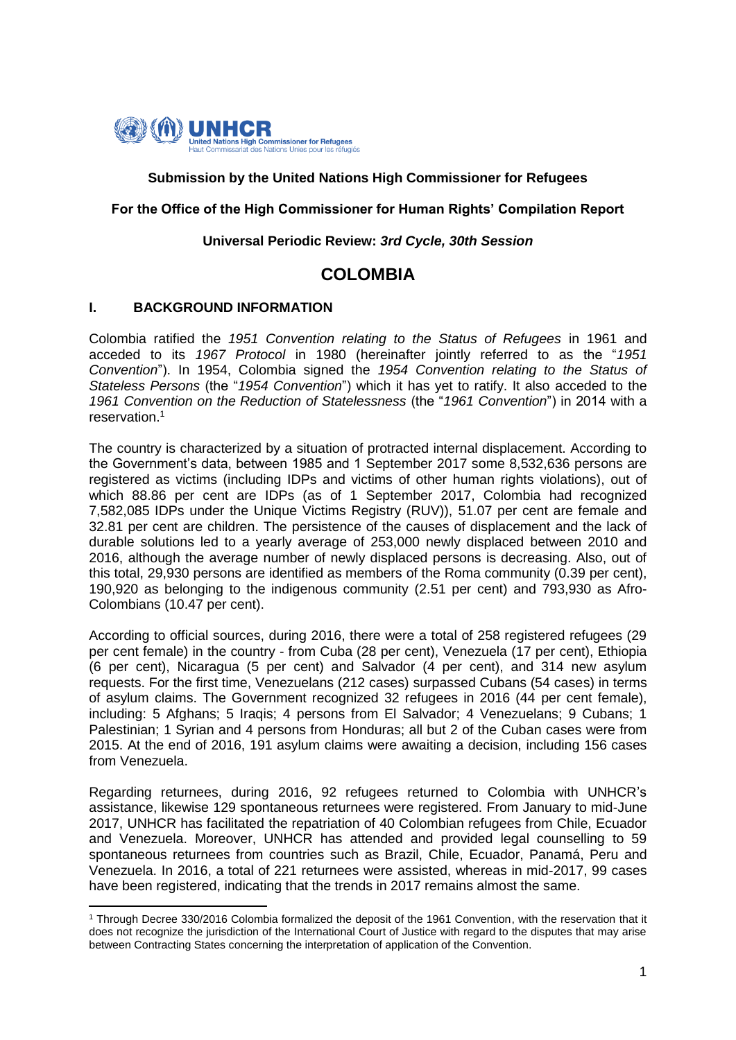**Submission by the United Nations High Commissioner for Refugees**

**For the Office of the High Commissioner for Human Rights' Compilation Report**

**Universal Periodic Review:** ***3rd Cycle, 30th Session***

# COLOMBIA

## I. BACKGROUND INFORMATION

Colombia ratified the *1951 Convention relating to the Status of Refugees* in 1961 and acceded to its *1967 Protocol* in 1980 (hereinafter jointly referred to as the "*1951 Convention*"). In 1954, Colombia signed the *1954 Convention relating to the Status of Stateless Persons* (the "*1954 Convention*") which it has yet to ratify. It also acceded to the *1961 Convention on the Reduction of Statelessness* (the "*1961 Convention*") in 2014 with a reservation.[1]

The country is characterized by a situation of protracted internal displacement. According to the Government's data, between 1985 and 1 September 2017 some 8,532,636 persons are registered as victims (including IDPs and victims of other human rights violations), out of which 88.86 per cent are IDPs (as of 1 September 2017, Colombia had recognized 7,582,085 IDPs under the Unique Victims Registry (RUV)), 51.07 per cent are female and 32.81 per cent are children. The persistence of the causes of displacement and the lack of durable solutions led to a yearly average of 253,000 newly displaced between 2010 and 2016, although the average number of newly displaced persons is decreasing. Also, out of this total, 29,930 persons are identified as members of the Roma community (0.39 per cent), 190,920 as belonging to the indigenous community (2.51 per cent) and 793,930 as Afro-Colombians (10.47 per cent).

According to official sources, during 2016, there were a total of 258 registered refugees (29 per cent female) in the country - from Cuba (28 per cent), Venezuela (17 per cent), Ethiopia (6 per cent), Nicaragua (5 per cent) and Salvador (4 per cent), and 314 new asylum requests. For the first time, Venezuelans (212 cases) surpassed Cubans (54 cases) in terms of asylum claims. The Government recognized 32 refugees in 2016 (44 per cent female), including: 5 Afghans; 5 Iraqis; 4 persons from El Salvador; 4 Venezuelans; 9 Cubans; 1 Palestinian; 1 Syrian and 4 persons from Honduras; all but 2 of the Cuban cases were from 2015. At the end of 2016, 191 asylum claims were awaiting a decision, including 156 cases from Venezuela.

Regarding returnees, during 2016, 92 refugees returned to Colombia with UNHCR's assistance, likewise 129 spontaneous returnees were registered. From January to mid-June 2017, UNHCR has facilitated the repatriation of 40 Colombian refugees from Chile, Ecuador and Venezuela. Moreover, UNHCR has attended and provided legal counselling to 59 spontaneous returnees from countries such as Brazil, Chile, Ecuador, Panamá, Peru and Venezuela. In 2016, a total of 221 returnees were assisted, whereas in mid-2017, 99 cases have been registered, indicating that the trends in 2017 remains almost the same.

---

[1] Through Decree 330/2016 Colombia formalized the deposit of the 1961 Convention, with the reservation that it does not recognize the jurisdiction of the International Court of Justice with regard to the disputes that may arise between Contracting States concerning the interpretation of application of the Convention.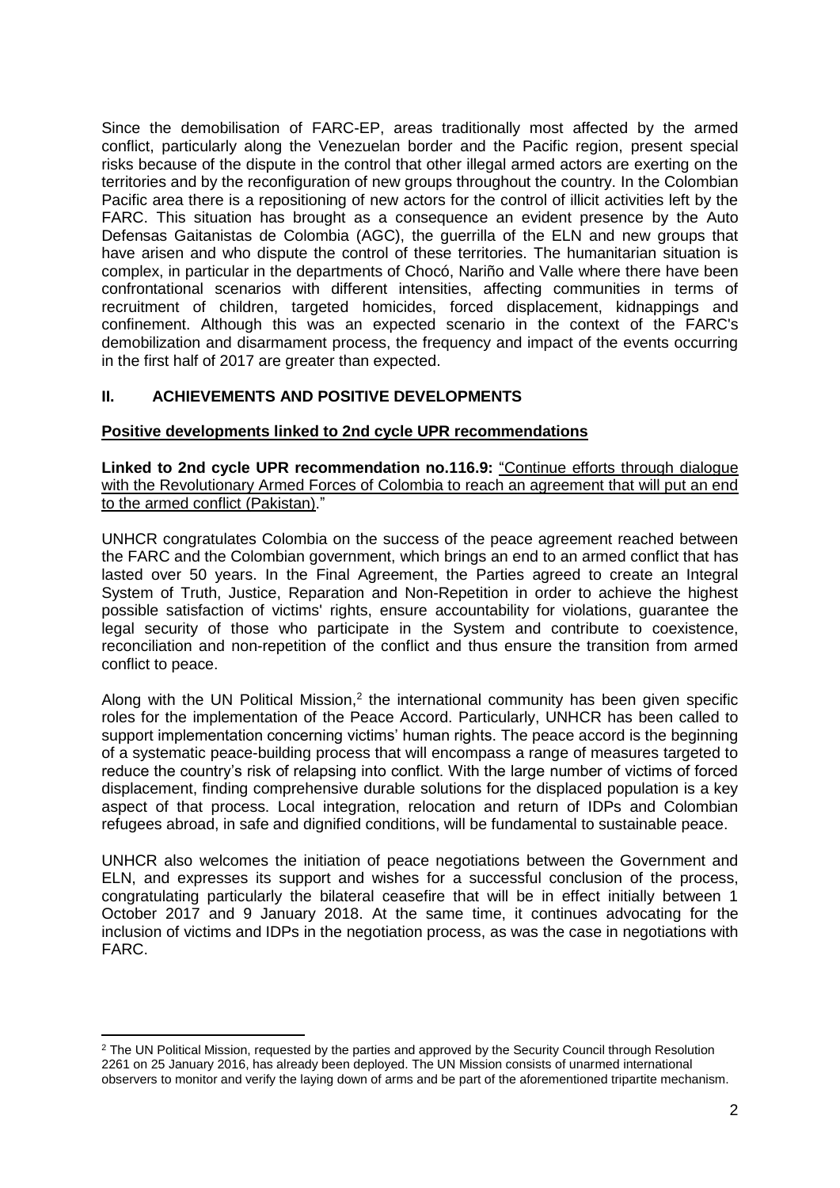Since the demobilisation of FARC-EP, areas traditionally most affected by the armed conflict, particularly along the Venezuelan border and the Pacific region, present special risks because of the dispute in the control that other illegal armed actors are exerting on the territories and by the reconfiguration of new groups throughout the country. In the Colombian Pacific area there is a repositioning of new actors for the control of illicit activities left by the FARC. This situation has brought as a consequence an evident presence by the Auto Defensas Gaitanistas de Colombia (AGC), the guerrilla of the ELN and new groups that have arisen and who dispute the control of these territories. The humanitarian situation is complex, in particular in the departments of Chocó, Nariño and Valle where there have been confrontational scenarios with different intensities, affecting communities in terms of recruitment of children, targeted homicides, forced displacement, kidnappings and confinement. Although this was an expected scenario in the context of the FARC's demobilization and disarmament process, the frequency and impact of the events occurring in the first half of 2017 are greater than expected.

## II. ACHIEVEMENTS AND POSITIVE DEVELOPMENTS

### Positive developments linked to 2nd cycle UPR recommendations

**Linked to 2nd cycle UPR recommendation no.116.9:** "Continue efforts through dialogue with the Revolutionary Armed Forces of Colombia to reach an agreement that will put an end to the armed conflict (Pakistan)."

UNHCR congratulates Colombia on the success of the peace agreement reached between the FARC and the Colombian government, which brings an end to an armed conflict that has lasted over 50 years. In the Final Agreement, the Parties agreed to create an Integral System of Truth, Justice, Reparation and Non-Repetition in order to achieve the highest possible satisfaction of victims' rights, ensure accountability for violations, guarantee the legal security of those who participate in the System and contribute to coexistence, reconciliation and non-repetition of the conflict and thus ensure the transition from armed conflict to peace.

Along with the UN Political Mission,[2] the international community has been given specific roles for the implementation of the Peace Accord. Particularly, UNHCR has been called to support implementation concerning victims' human rights. The peace accord is the beginning of a systematic peace-building process that will encompass a range of measures targeted to reduce the country's risk of relapsing into conflict. With the large number of victims of forced displacement, finding comprehensive durable solutions for the displaced population is a key aspect of that process. Local integration, relocation and return of IDPs and Colombian refugees abroad, in safe and dignified conditions, will be fundamental to sustainable peace.

UNHCR also welcomes the initiation of peace negotiations between the Government and ELN, and expresses its support and wishes for a successful conclusion of the process, congratulating particularly the bilateral ceasefire that will be in effect initially between 1 October 2017 and 9 January 2018. At the same time, it continues advocating for the inclusion of victims and IDPs in the negotiation process, as was the case in negotiations with FARC.

---

[2] The UN Political Mission, requested by the parties and approved by the Security Council through Resolution 2261 on 25 January 2016, has already been deployed. The UN Mission consists of unarmed international observers to monitor and verify the laying down of arms and be part of the aforementioned tripartite mechanism.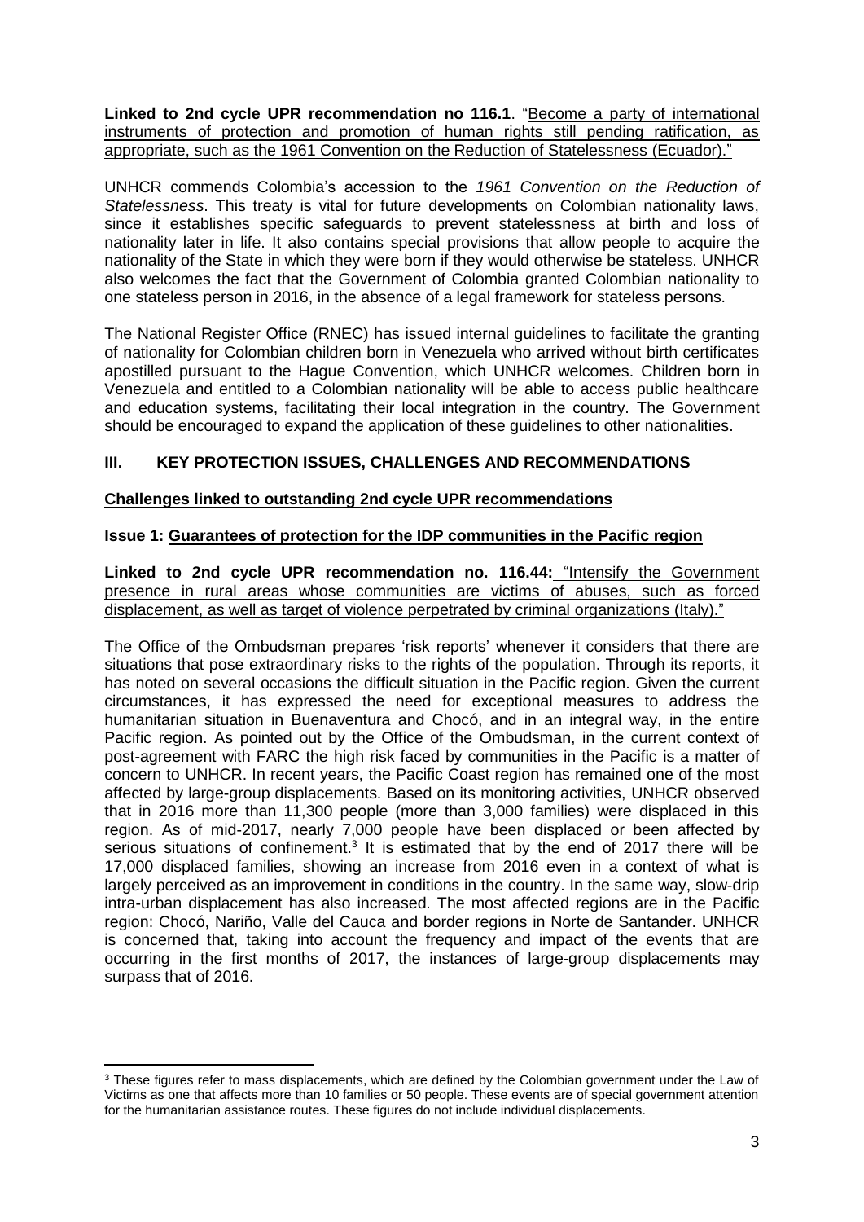**Linked to 2nd cycle UPR recommendation no 116.1**. "Become a party of international instruments of protection and promotion of human rights still pending ratification, as appropriate, such as the 1961 Convention on the Reduction of Statelessness (Ecuador)."

UNHCR commends Colombia's accession to the *1961 Convention on the Reduction of Statelessness*. This treaty is vital for future developments on Colombian nationality laws, since it establishes specific safeguards to prevent statelessness at birth and loss of nationality later in life. It also contains special provisions that allow people to acquire the nationality of the State in which they were born if they would otherwise be stateless. UNHCR also welcomes the fact that the Government of Colombia granted Colombian nationality to one stateless person in 2016, in the absence of a legal framework for stateless persons.

The National Register Office (RNEC) has issued internal guidelines to facilitate the granting of nationality for Colombian children born in Venezuela who arrived without birth certificates apostilled pursuant to the Hague Convention, which UNHCR welcomes. Children born in Venezuela and entitled to a Colombian nationality will be able to access public healthcare and education systems, facilitating their local integration in the country. The Government should be encouraged to expand the application of these guidelines to other nationalities.

## III. KEY PROTECTION ISSUES, CHALLENGES AND RECOMMENDATIONS

### Challenges linked to outstanding 2nd cycle UPR recommendations

#### Issue 1: Guarantees of protection for the IDP communities in the Pacific region

**Linked to 2nd cycle UPR recommendation no. 116.44:** "Intensify the Government presence in rural areas whose communities are victims of abuses, such as forced displacement, as well as target of violence perpetrated by criminal organizations (Italy)."

The Office of the Ombudsman prepares 'risk reports' whenever it considers that there are situations that pose extraordinary risks to the rights of the population. Through its reports, it has noted on several occasions the difficult situation in the Pacific region. Given the current circumstances, it has expressed the need for exceptional measures to address the humanitarian situation in Buenaventura and Chocó, and in an integral way, in the entire Pacific region. As pointed out by the Office of the Ombudsman, in the current context of post-agreement with FARC the high risk faced by communities in the Pacific is a matter of concern to UNHCR. In recent years, the Pacific Coast region has remained one of the most affected by large-group displacements. Based on its monitoring activities, UNHCR observed that in 2016 more than 11,300 people (more than 3,000 families) were displaced in this region. As of mid-2017, nearly 7,000 people have been displaced or been affected by serious situations of confinement.[3] It is estimated that by the end of 2017 there will be 17,000 displaced families, showing an increase from 2016 even in a context of what is largely perceived as an improvement in conditions in the country. In the same way, slow-drip intra-urban displacement has also increased. The most affected regions are in the Pacific region: Chocó, Nariño, Valle del Cauca and border regions in Norte de Santander. UNHCR is concerned that, taking into account the frequency and impact of the events that are occurring in the first months of 2017, the instances of large-group displacements may surpass that of 2016.

[3] These figures refer to mass displacements, which are defined by the Colombian government under the Law of Victims as one that affects more than 10 families or 50 people. These events are of special government attention for the humanitarian assistance routes. These figures do not include individual displacements.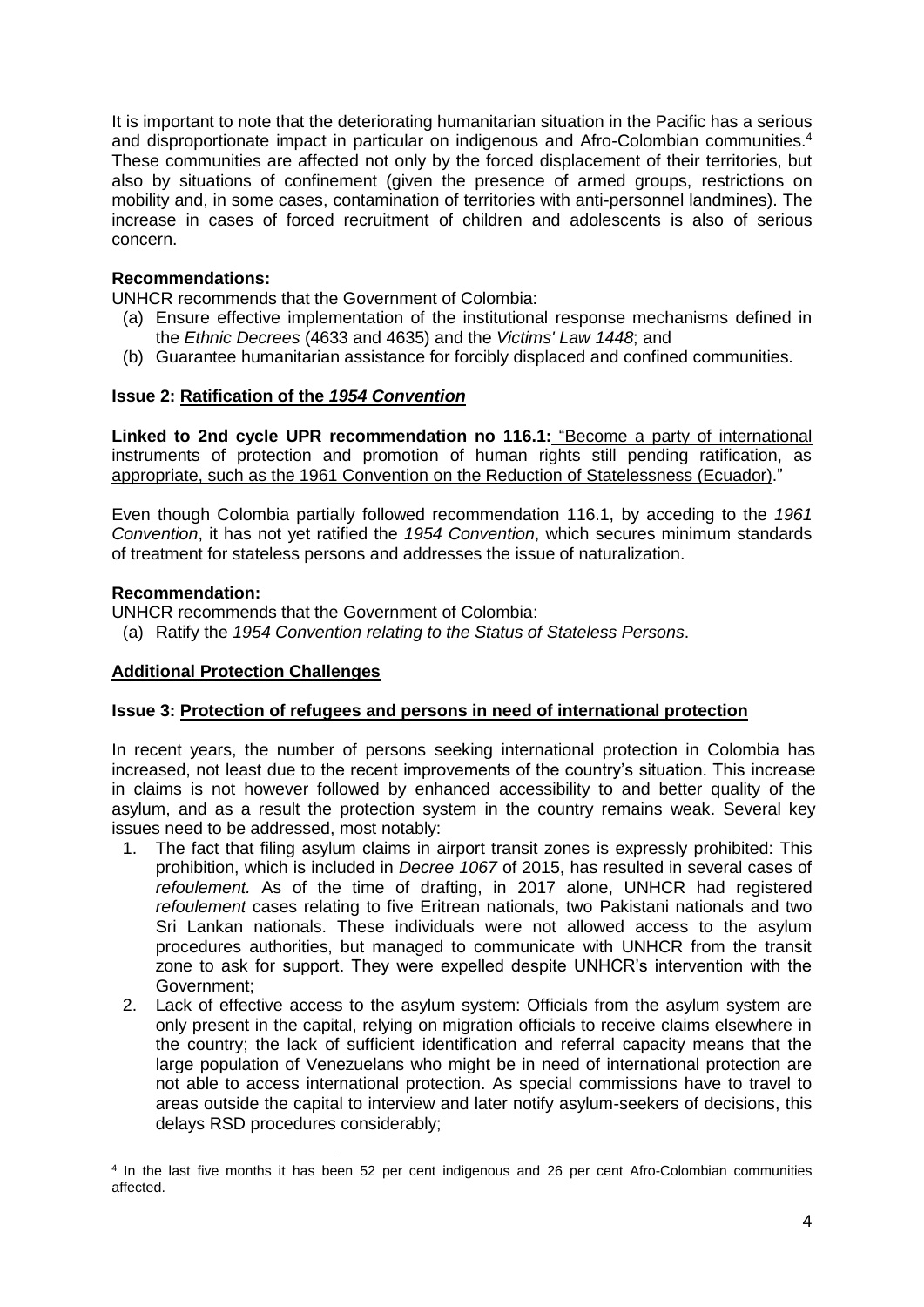It is important to note that the deteriorating humanitarian situation in the Pacific has a serious and disproportionate impact in particular on indigenous and Afro-Colombian communities.[4] These communities are affected not only by the forced displacement of their territories, but also by situations of confinement (given the presence of armed groups, restrictions on mobility and, in some cases, contamination of territories with anti-personnel landmines). The increase in cases of forced recruitment of children and adolescents is also of serious concern.

**Recommendations:**

UNHCR recommends that the Government of Colombia:

(a) Ensure effective implementation of the institutional response mechanisms defined in the *Ethnic Decrees* (4633 and 4635) and the *Victims' Law 1448*; and
(b) Guarantee humanitarian assistance for forcibly displaced and confined communities.

**Issue 2: Ratification of the *1954 Convention***

**Linked to 2nd cycle UPR recommendation no 116.1:** "Become a party of international instruments of protection and promotion of human rights still pending ratification, as appropriate, such as the 1961 Convention on the Reduction of Statelessness (Ecuador)."

Even though Colombia partially followed recommendation 116.1, by acceding to the *1961 Convention*, it has not yet ratified the *1954 Convention*, which secures minimum standards of treatment for stateless persons and addresses the issue of naturalization.

**Recommendation:**

UNHCR recommends that the Government of Colombia:

(a) Ratify the *1954 Convention relating to the Status of Stateless Persons*.

**Additional Protection Challenges**

**Issue 3: Protection of refugees and persons in need of international protection**

In recent years, the number of persons seeking international protection in Colombia has increased, not least due to the recent improvements of the country's situation. This increase in claims is not however followed by enhanced accessibility to and better quality of the asylum, and as a result the protection system in the country remains weak. Several key issues need to be addressed, most notably:

1. The fact that filing asylum claims in airport transit zones is expressly prohibited: This prohibition, which is included in *Decree 1067* of 2015, has resulted in several cases of *refoulement.* As of the time of drafting, in 2017 alone, UNHCR had registered *refoulement* cases relating to five Eritrean nationals, two Pakistani nationals and two Sri Lankan nationals. These individuals were not allowed access to the asylum procedures authorities, but managed to communicate with UNHCR from the transit zone to ask for support. They were expelled despite UNHCR's intervention with the Government;
2. Lack of effective access to the asylum system: Officials from the asylum system are only present in the capital, relying on migration officials to receive claims elsewhere in the country; the lack of sufficient identification and referral capacity means that the large population of Venezuelans who might be in need of international protection are not able to access international protection. As special commissions have to travel to areas outside the capital to interview and later notify asylum-seekers of decisions, this delays RSD procedures considerably;

[4] In the last five months it has been 52 per cent indigenous and 26 per cent Afro-Colombian communities affected.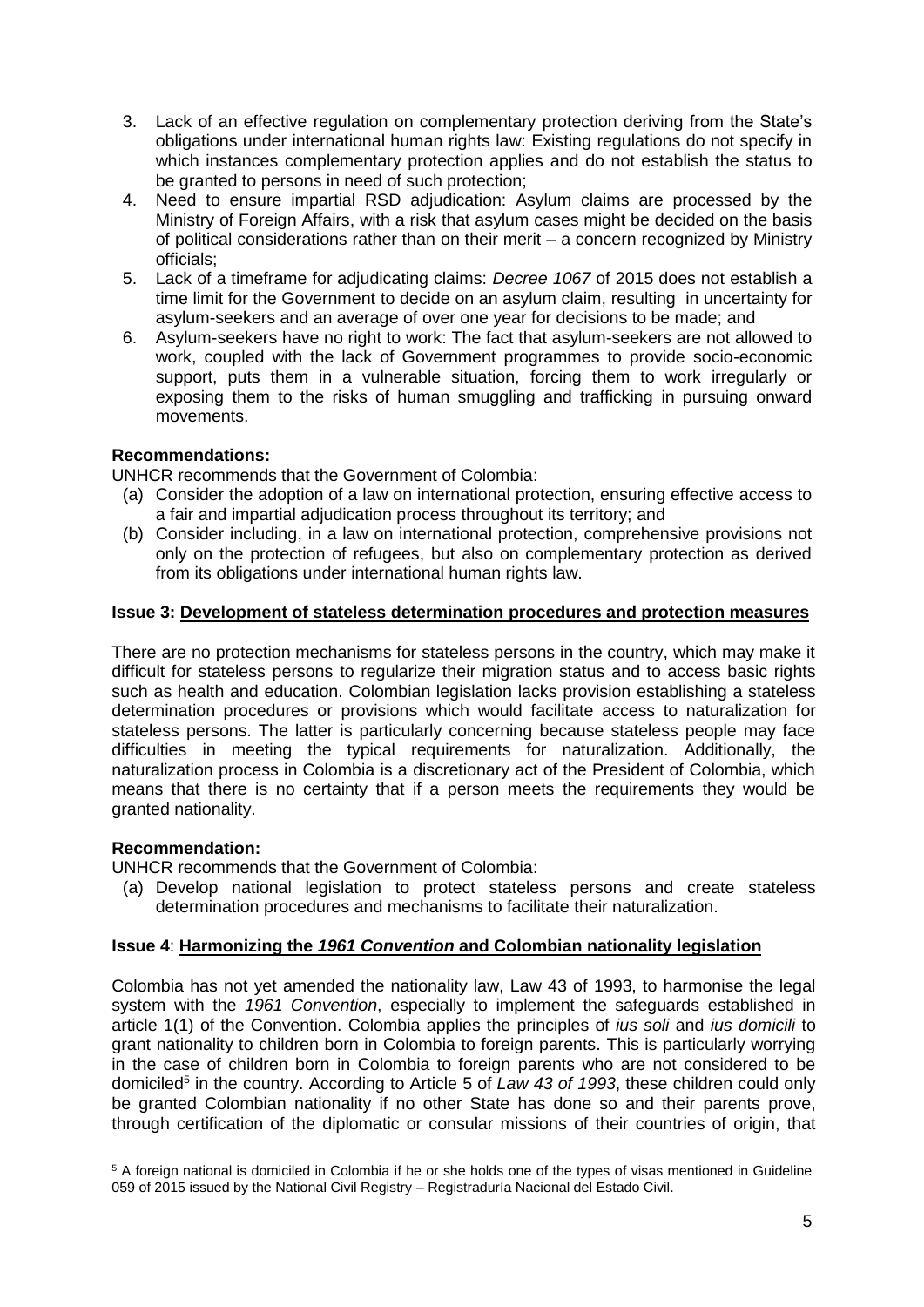3. Lack of an effective regulation on complementary protection deriving from the State's obligations under international human rights law: Existing regulations do not specify in which instances complementary protection applies and do not establish the status to be granted to persons in need of such protection;
4. Need to ensure impartial RSD adjudication: Asylum claims are processed by the Ministry of Foreign Affairs, with a risk that asylum cases might be decided on the basis of political considerations rather than on their merit – a concern recognized by Ministry officials;
5. Lack of a timeframe for adjudicating claims: *Decree 1067* of 2015 does not establish a time limit for the Government to decide on an asylum claim, resulting in uncertainty for asylum-seekers and an average of over one year for decisions to be made; and
6. Asylum-seekers have no right to work: The fact that asylum-seekers are not allowed to work, coupled with the lack of Government programmes to provide socio-economic support, puts them in a vulnerable situation, forcing them to work irregularly or exposing them to the risks of human smuggling and trafficking in pursuing onward movements.

**Recommendations:**

UNHCR recommends that the Government of Colombia:

(a) Consider the adoption of a law on international protection, ensuring effective access to a fair and impartial adjudication process throughout its territory; and
(b) Consider including, in a law on international protection, comprehensive provisions not only on the protection of refugees, but also on complementary protection as derived from its obligations under international human rights law.

**Issue 3: <u>Development of stateless determination procedures and protection measures</u>**

There are no protection mechanisms for stateless persons in the country, which may make it difficult for stateless persons to regularize their migration status and to access basic rights such as health and education. Colombian legislation lacks provision establishing a stateless determination procedures or provisions which would facilitate access to naturalization for stateless persons. The latter is particularly concerning because stateless people may face difficulties in meeting the typical requirements for naturalization. Additionally, the naturalization process in Colombia is a discretionary act of the President of Colombia, which means that there is no certainty that if a person meets the requirements they would be granted nationality.

**Recommendation:**

UNHCR recommends that the Government of Colombia:

(a) Develop national legislation to protect stateless persons and create stateless determination procedures and mechanisms to facilitate their naturalization.

**Issue 4**: **<u>Harmonizing the *1961 Convention* and Colombian nationality legislation</u>**

Colombia has not yet amended the nationality law, Law 43 of 1993, to harmonise the legal system with the *1961 Convention*, especially to implement the safeguards established in article 1(1) of the Convention. Colombia applies the principles of *ius soli* and *ius domicili* to grant nationality to children born in Colombia to foreign parents. This is particularly worrying in the case of children born in Colombia to foreign parents who are not considered to be domiciled[5] in the country. According to Article 5 of *Law 43 of 1993*, these children could only be granted Colombian nationality if no other State has done so and their parents prove, through certification of the diplomatic or consular missions of their countries of origin, that

[5] A foreign national is domiciled in Colombia if he or she holds one of the types of visas mentioned in Guideline 059 of 2015 issued by the National Civil Registry – Registraduría Nacional del Estado Civil.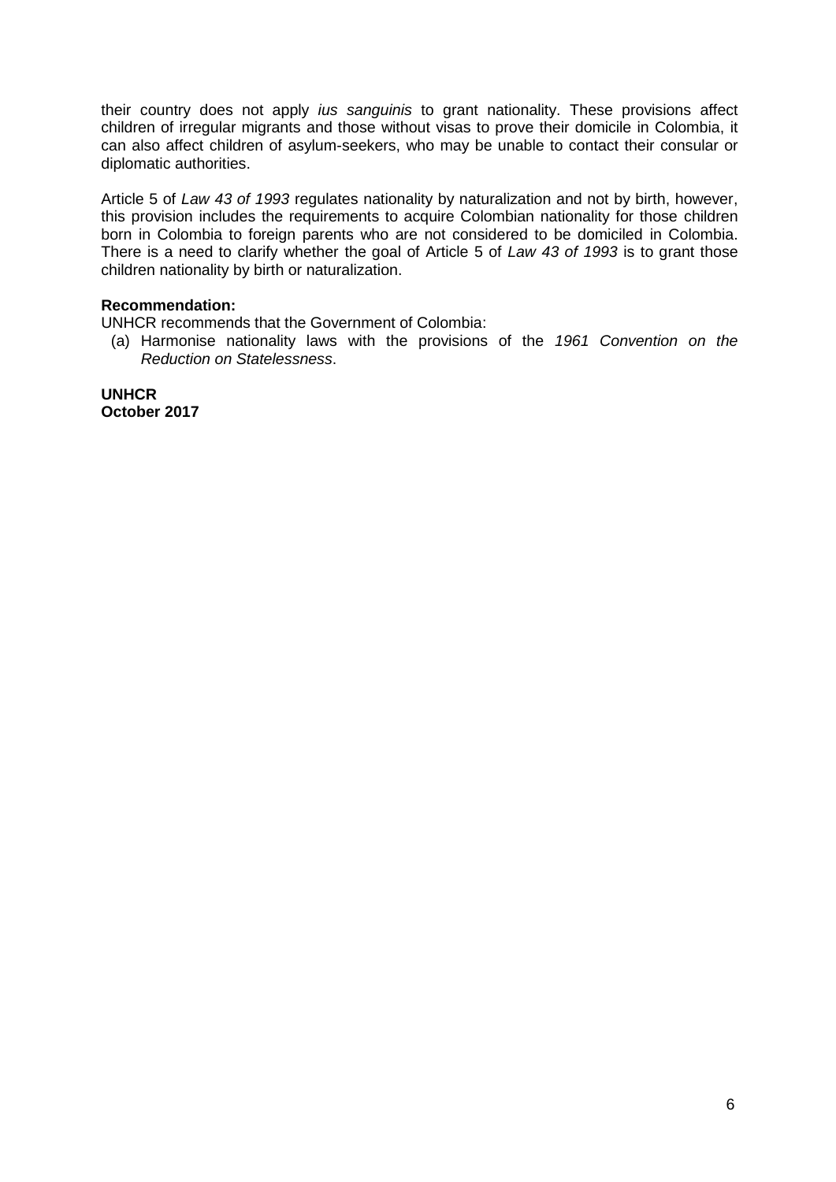their country does not apply *ius sanguinis* to grant nationality. These provisions affect children of irregular migrants and those without visas to prove their domicile in Colombia, it can also affect children of asylum-seekers, who may be unable to contact their consular or diplomatic authorities.

Article 5 of *Law 43 of 1993* regulates nationality by naturalization and not by birth, however, this provision includes the requirements to acquire Colombian nationality for those children born in Colombia to foreign parents who are not considered to be domiciled in Colombia. There is a need to clarify whether the goal of Article 5 of *Law 43 of 1993* is to grant those children nationality by birth or naturalization.

**Recommendation:**

UNHCR recommends that the Government of Colombia:

(a) Harmonise nationality laws with the provisions of the *1961 Convention on the Reduction on Statelessness*.

**UNHCR**
**October 2017**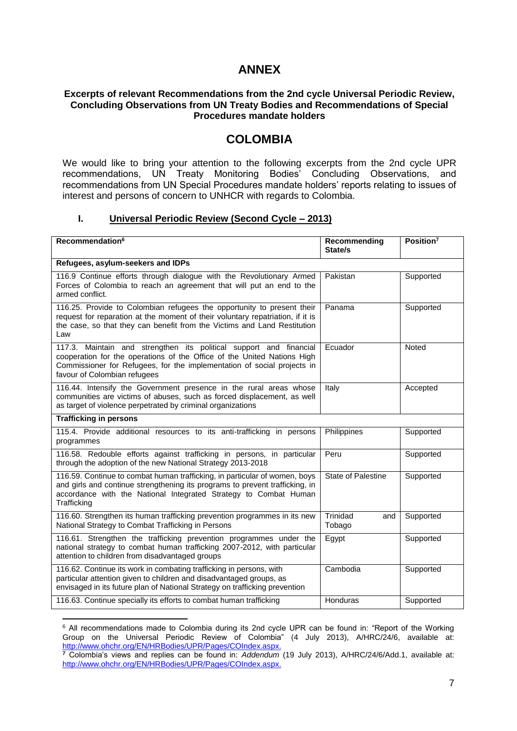# ANNEX

**Excerpts of relevant Recommendations from the 2nd cycle Universal Periodic Review, Concluding Observations from UN Treaty Bodies and Recommendations of Special Procedures mandate holders**

# COLOMBIA

We would like to bring your attention to the following excerpts from the 2nd cycle UPR recommendations, UN Treaty Monitoring Bodies' Concluding Observations, and recommendations from UN Special Procedures mandate holders' reports relating to issues of interest and persons of concern to UNHCR with regards to Colombia.

## I. Universal Periodic Review (Second Cycle – 2013)

| Recommendation[6] | Recommending State/s | Position[7] |
|---|---|---|
| **Refugees, asylum-seekers and IDPs** | | |
| 116.9 Continue efforts through dialogue with the Revolutionary Armed Forces of Colombia to reach an agreement that will put an end to the armed conflict. | Pakistan | Supported |
| 116.25. Provide to Colombian refugees the opportunity to present their request for reparation at the moment of their voluntary repatriation, if it is the case, so that they can benefit from the Victims and Land Restitution Law | Panama | Supported |
| 117.3. Maintain and strengthen its political support and financial cooperation for the operations of the Office of the United Nations High Commissioner for Refugees, for the implementation of social projects in favour of Colombian refugees | Ecuador | Noted |
| 116.44. Intensify the Government presence in the rural areas whose communities are victims of abuses, such as forced displacement, as well as target of violence perpetrated by criminal organizations | Italy | Accepted |
| **Trafficking in persons** | | |
| 115.4. Provide additional resources to its anti-trafficking in persons programmes | Philippines | Supported |
| 116.58. Redouble efforts against trafficking in persons, in particular through the adoption of the new National Strategy 2013-2018 | Peru | Supported |
| 116.59. Continue to combat human trafficking, in particular of women, boys and girls and continue strengthening its programs to prevent trafficking, in accordance with the National Integrated Strategy to Combat Human Trafficking | State of Palestine | Supported |
| 116.60. Strengthen its human trafficking prevention programmes in its new National Strategy to Combat Trafficking in Persons | Trinidad and Tobago | Supported |
| 116.61. Strengthen the trafficking prevention programmes under the national strategy to combat human trafficking 2007-2012, with particular attention to children from disadvantaged groups | Egypt | Supported |
| 116.62. Continue its work in combating trafficking in persons, with particular attention given to children and disadvantaged groups, as envisaged in its future plan of National Strategy on trafficking prevention | Cambodia | Supported |
| 116.63. Continue specially its efforts to combat human trafficking | Honduras | Supported |

[6] All recommendations made to Colombia during its 2nd cycle UPR can be found in: "Report of the Working Group on the Universal Periodic Review of Colombia" (4 July 2013), A/HRC/24/6, available at: http://www.ohchr.org/EN/HRBodies/UPR/Pages/COIndex.aspx.

[7] Colombia's views and replies can be found in: *Addendum* (19 July 2013), A/HRC/24/6/Add.1, available at: http://www.ohchr.org/EN/HRBodies/UPR/Pages/COIndex.aspx.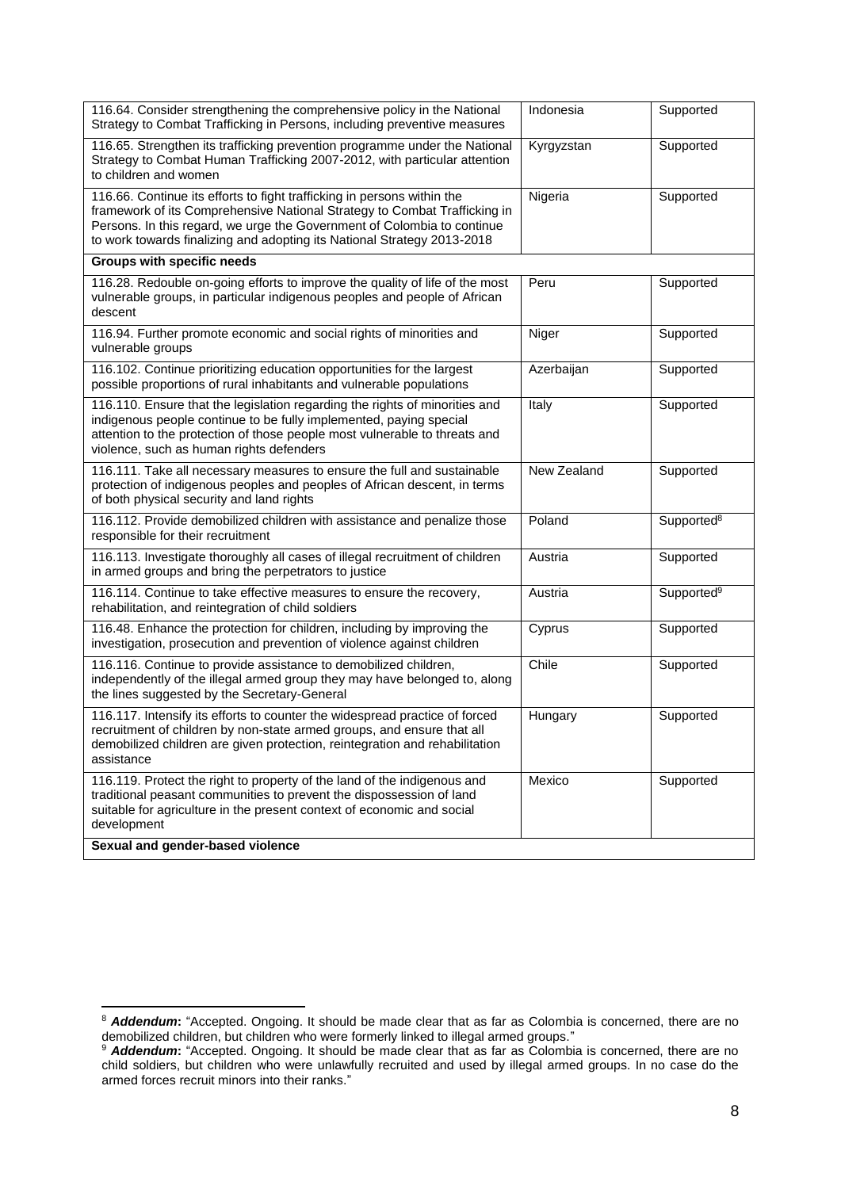| | | |
|---|---|---|
| 116.64. Consider strengthening the comprehensive policy in the National Strategy to Combat Trafficking in Persons, including preventive measures | Indonesia | Supported |
| 116.65. Strengthen its trafficking prevention programme under the National Strategy to Combat Human Trafficking 2007-2012, with particular attention to children and women | Kyrgyzstan | Supported |
| 116.66. Continue its efforts to fight trafficking in persons within the framework of its Comprehensive National Strategy to Combat Trafficking in Persons. In this regard, we urge the Government of Colombia to continue to work towards finalizing and adopting its National Strategy 2013-2018 | Nigeria | Supported |
| **Groups with specific needs** | | |
| 116.28. Redouble on-going efforts to improve the quality of life of the most vulnerable groups, in particular indigenous peoples and people of African descent | Peru | Supported |
| 116.94. Further promote economic and social rights of minorities and vulnerable groups | Niger | Supported |
| 116.102. Continue prioritizing education opportunities for the largest possible proportions of rural inhabitants and vulnerable populations | Azerbaijan | Supported |
| 116.110. Ensure that the legislation regarding the rights of minorities and indigenous people continue to be fully implemented, paying special attention to the protection of those people most vulnerable to threats and violence, such as human rights defenders | Italy | Supported |
| 116.111. Take all necessary measures to ensure the full and sustainable protection of indigenous peoples and peoples of African descent, in terms of both physical security and land rights | New Zealand | Supported |
| 116.112. Provide demobilized children with assistance and penalize those responsible for their recruitment | Poland | Supported[8] |
| 116.113. Investigate thoroughly all cases of illegal recruitment of children in armed groups and bring the perpetrators to justice | Austria | Supported |
| 116.114. Continue to take effective measures to ensure the recovery, rehabilitation, and reintegration of child soldiers | Austria | Supported[9] |
| 116.48. Enhance the protection for children, including by improving the investigation, prosecution and prevention of violence against children | Cyprus | Supported |
| 116.116. Continue to provide assistance to demobilized children, independently of the illegal armed group they may have belonged to, along the lines suggested by the Secretary-General | Chile | Supported |
| 116.117. Intensify its efforts to counter the widespread practice of forced recruitment of children by non-state armed groups, and ensure that all demobilized children are given protection, reintegration and rehabilitation assistance | Hungary | Supported |
| 116.119. Protect the right to property of the land of the indigenous and traditional peasant communities to prevent the dispossession of land suitable for agriculture in the present context of economic and social development | Mexico | Supported |
| **Sexual and gender-based violence** | | |

[8] ***Addendum*:** "Accepted. Ongoing. It should be made clear that as far as Colombia is concerned, there are no demobilized children, but children who were formerly linked to illegal armed groups."

[9] ***Addendum*:** "Accepted. Ongoing. It should be made clear that as far as Colombia is concerned, there are no child soldiers, but children who were unlawfully recruited and used by illegal armed groups. In no case do the armed forces recruit minors into their ranks."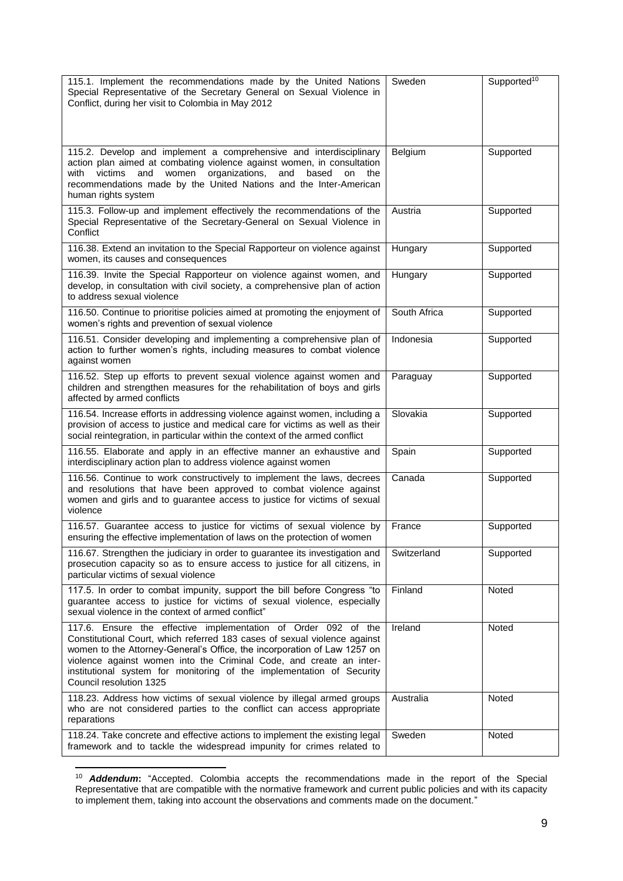| | | |
|---|---|---|
| 115.1. Implement the recommendations made by the United Nations Special Representative of the Secretary General on Sexual Violence in Conflict, during her visit to Colombia in May 2012 | Sweden | Supported[10] |
| 115.2. Develop and implement a comprehensive and interdisciplinary action plan aimed at combating violence against women, in consultation with victims and women organizations, and based on the recommendations made by the United Nations and the Inter-American human rights system | Belgium | Supported |
| 115.3. Follow-up and implement effectively the recommendations of the Special Representative of the Secretary-General on Sexual Violence in Conflict | Austria | Supported |
| 116.38. Extend an invitation to the Special Rapporteur on violence against women, its causes and consequences | Hungary | Supported |
| 116.39. Invite the Special Rapporteur on violence against women, and develop, in consultation with civil society, a comprehensive plan of action to address sexual violence | Hungary | Supported |
| 116.50. Continue to prioritise policies aimed at promoting the enjoyment of women's rights and prevention of sexual violence | South Africa | Supported |
| 116.51. Consider developing and implementing a comprehensive plan of action to further women's rights, including measures to combat violence against women | Indonesia | Supported |
| 116.52. Step up efforts to prevent sexual violence against women and children and strengthen measures for the rehabilitation of boys and girls affected by armed conflicts | Paraguay | Supported |
| 116.54. Increase efforts in addressing violence against women, including a provision of access to justice and medical care for victims as well as their social reintegration, in particular within the context of the armed conflict | Slovakia | Supported |
| 116.55. Elaborate and apply in an effective manner an exhaustive and interdisciplinary action plan to address violence against women | Spain | Supported |
| 116.56. Continue to work constructively to implement the laws, decrees and resolutions that have been approved to combat violence against women and girls and to guarantee access to justice for victims of sexual violence | Canada | Supported |
| 116.57. Guarantee access to justice for victims of sexual violence by ensuring the effective implementation of laws on the protection of women | France | Supported |
| 116.67. Strengthen the judiciary in order to guarantee its investigation and prosecution capacity so as to ensure access to justice for all citizens, in particular victims of sexual violence | Switzerland | Supported |
| 117.5. In order to combat impunity, support the bill before Congress "to guarantee access to justice for victims of sexual violence, especially sexual violence in the context of armed conflict" | Finland | Noted |
| 117.6. Ensure the effective implementation of Order 092 of the Constitutional Court, which referred 183 cases of sexual violence against women to the Attorney-General's Office, the incorporation of Law 1257 on violence against women into the Criminal Code, and create an inter-institutional system for monitoring of the implementation of Security Council resolution 1325 | Ireland | Noted |
| 118.23. Address how victims of sexual violence by illegal armed groups who are not considered parties to the conflict can access appropriate reparations | Australia | Noted |
| 118.24. Take concrete and effective actions to implement the existing legal framework and to tackle the widespread impunity for crimes related to | Sweden | Noted |

[10] ***Addendum*:** "Accepted. Colombia accepts the recommendations made in the report of the Special Representative that are compatible with the normative framework and current public policies and with its capacity to implement them, taking into account the observations and comments made on the document."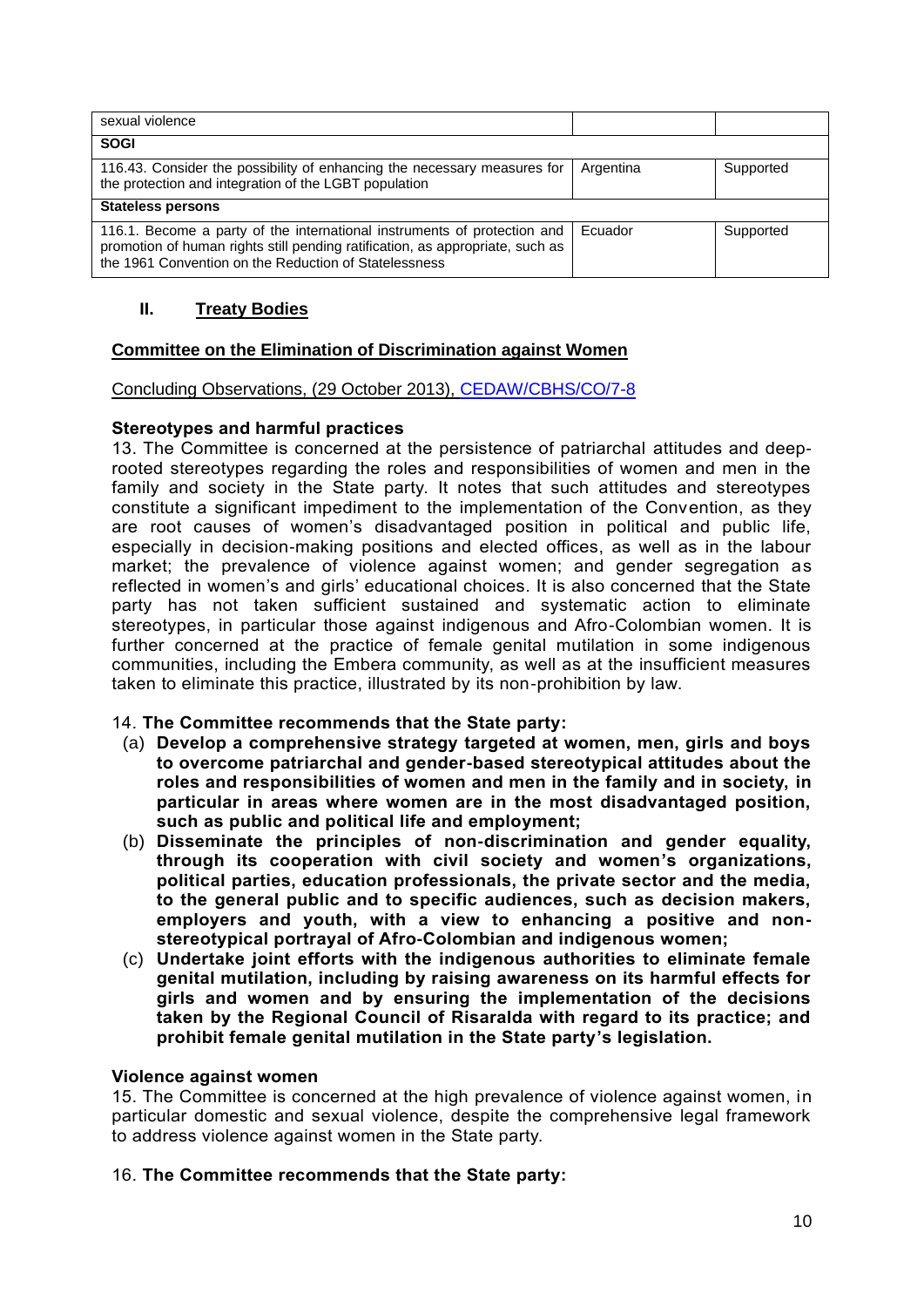| sexual violence | | |
|---|---|---|
| **SOGI** | | |
| 116.43. Consider the possibility of enhancing the necessary measures for the protection and integration of the LGBT population | Argentina | Supported |
| **Stateless persons** | | |
| 116.1. Become a party of the international instruments of protection and promotion of human rights still pending ratification, as appropriate, such as the 1961 Convention on the Reduction of Statelessness | Ecuador | Supported |

## II. Treaty Bodies

### Committee on the Elimination of Discrimination against Women

Concluding Observations, (29 October 2013), CEDAW/CBHS/CO/7-8

**Stereotypes and harmful practices**

13. The Committee is concerned at the persistence of patriarchal attitudes and deep-rooted stereotypes regarding the roles and responsibilities of women and men in the family and society in the State party. It notes that such attitudes and stereotypes constitute a significant impediment to the implementation of the Convention, as they are root causes of women's disadvantaged position in political and public life, especially in decision-making positions and elected offices, as well as in the labour market; the prevalence of violence against women; and gender segregation as reflected in women's and girls' educational choices. It is also concerned that the State party has not taken sufficient sustained and systematic action to eliminate stereotypes, in particular those against indigenous and Afro-Colombian women. It is further concerned at the practice of female genital mutilation in some indigenous communities, including the Embera community, as well as at the insufficient measures taken to eliminate this practice, illustrated by its non-prohibition by law.

14. **The Committee recommends that the State party:**

(a) **Develop a comprehensive strategy targeted at women, men, girls and boys to overcome patriarchal and gender-based stereotypical attitudes about the roles and responsibilities of women and men in the family and in society, in particular in areas where women are in the most disadvantaged position, such as public and political life and employment;**

(b) **Disseminate the principles of non-discrimination and gender equality, through its cooperation with civil society and women's organizations, political parties, education professionals, the private sector and the media, to the general public and to specific audiences, such as decision makers, employers and youth, with a view to enhancing a positive and non-stereotypical portrayal of Afro-Colombian and indigenous women;**

(c) **Undertake joint efforts with the indigenous authorities to eliminate female genital mutilation, including by raising awareness on its harmful effects for girls and women and by ensuring the implementation of the decisions taken by the Regional Council of Risaralda with regard to its practice; and prohibit female genital mutilation in the State party's legislation.**

**Violence against women**

15. The Committee is concerned at the high prevalence of violence against women, in particular domestic and sexual violence, despite the comprehensive legal framework to address violence against women in the State party.

16. **The Committee recommends that the State party:**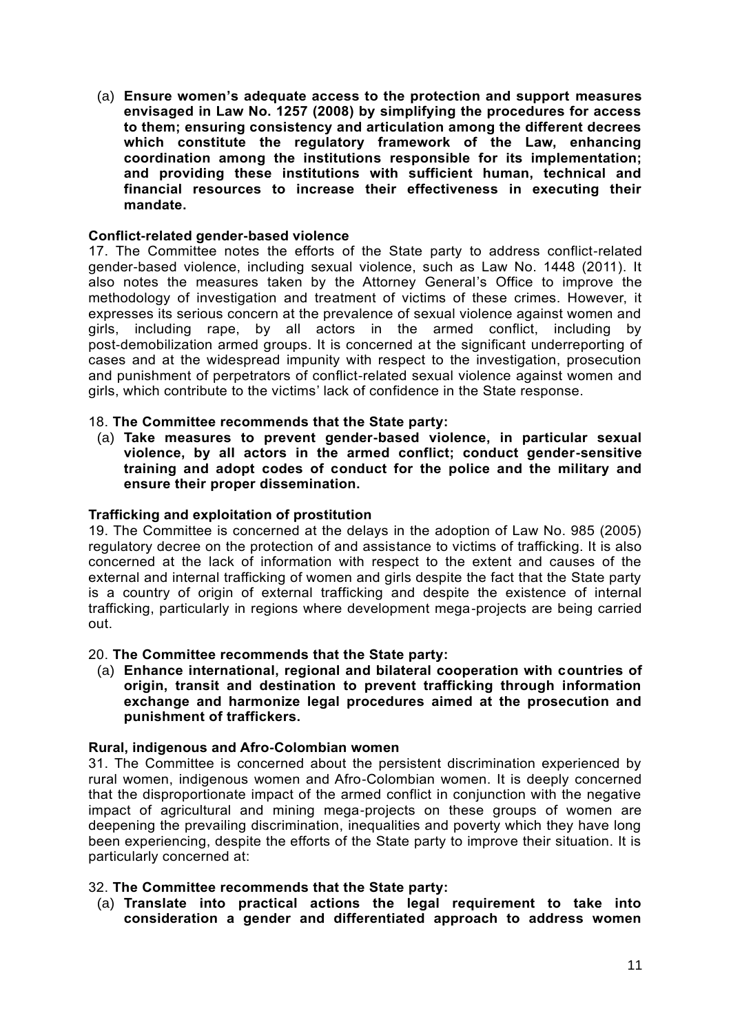(a) **Ensure women's adequate access to the protection and support measures envisaged in Law No. 1257 (2008) by simplifying the procedures for access to them; ensuring consistency and articulation among the different decrees which constitute the regulatory framework of the Law, enhancing coordination among the institutions responsible for its implementation; and providing these institutions with sufficient human, technical and financial resources to increase their effectiveness in executing their mandate.**

**Conflict-related gender-based violence**

17. The Committee notes the efforts of the State party to address conflict-related gender-based violence, including sexual violence, such as Law No. 1448 (2011). It also notes the measures taken by the Attorney General's Office to improve the methodology of investigation and treatment of victims of these crimes. However, it expresses its serious concern at the prevalence of sexual violence against women and girls, including rape, by all actors in the armed conflict, including by post-demobilization armed groups. It is concerned at the significant underreporting of cases and at the widespread impunity with respect to the investigation, prosecution and punishment of perpetrators of conflict-related sexual violence against women and girls, which contribute to the victims' lack of confidence in the State response.

18. **The Committee recommends that the State party:**

(a) **Take measures to prevent gender-based violence, in particular sexual violence, by all actors in the armed conflict; conduct gender-sensitive training and adopt codes of conduct for the police and the military and ensure their proper dissemination.**

**Trafficking and exploitation of prostitution**

19. The Committee is concerned at the delays in the adoption of Law No. 985 (2005) regulatory decree on the protection of and assistance to victims of trafficking. It is also concerned at the lack of information with respect to the extent and causes of the external and internal trafficking of women and girls despite the fact that the State party is a country of origin of external trafficking and despite the existence of internal trafficking, particularly in regions where development mega-projects are being carried out.

20. **The Committee recommends that the State party:**

(a) **Enhance international, regional and bilateral cooperation with countries of origin, transit and destination to prevent trafficking through information exchange and harmonize legal procedures aimed at the prosecution and punishment of traffickers.**

**Rural, indigenous and Afro-Colombian women**

31. The Committee is concerned about the persistent discrimination experienced by rural women, indigenous women and Afro-Colombian women. It is deeply concerned that the disproportionate impact of the armed conflict in conjunction with the negative impact of agricultural and mining mega-projects on these groups of women are deepening the prevailing discrimination, inequalities and poverty which they have long been experiencing, despite the efforts of the State party to improve their situation. It is particularly concerned at:

32. **The Committee recommends that the State party:**

(a) **Translate into practical actions the legal requirement to take into consideration a gender and differentiated approach to address women**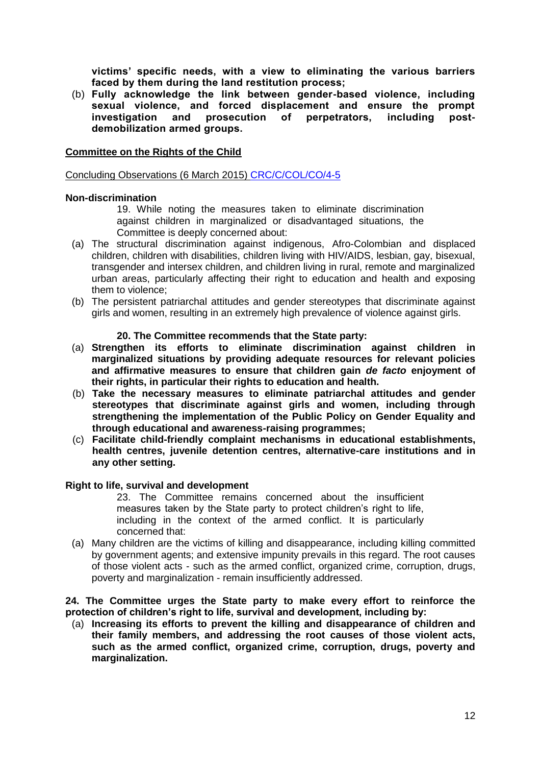**victims' specific needs, with a view to eliminating the various barriers faced by them during the land restitution process;**

(b) **Fully acknowledge the link between gender-based violence, including sexual violence, and forced displacement and ensure the prompt investigation and prosecution of perpetrators, including post-demobilization armed groups.**

**Committee on the Rights of the Child**

Concluding Observations (6 March 2015) CRC/C/COL/CO/4-5

**Non-discrimination**

19. While noting the measures taken to eliminate discrimination against children in marginalized or disadvantaged situations, the Committee is deeply concerned about:

(a) The structural discrimination against indigenous, Afro-Colombian and displaced children, children with disabilities, children living with HIV/AIDS, lesbian, gay, bisexual, transgender and intersex children, and children living in rural, remote and marginalized urban areas, particularly affecting their right to education and health and exposing them to violence;

(b) The persistent patriarchal attitudes and gender stereotypes that discriminate against girls and women, resulting in an extremely high prevalence of violence against girls.

**20. The Committee recommends that the State party:**

(a) **Strengthen its efforts to eliminate discrimination against children in marginalized situations by providing adequate resources for relevant policies and affirmative measures to ensure that children gain *de facto* enjoyment of their rights, in particular their rights to education and health.**

(b) **Take the necessary measures to eliminate patriarchal attitudes and gender stereotypes that discriminate against girls and women, including through strengthening the implementation of the Public Policy on Gender Equality and through educational and awareness-raising programmes;**

(c) **Facilitate child-friendly complaint mechanisms in educational establishments, health centres, juvenile detention centres, alternative-care institutions and in any other setting.**

**Right to life, survival and development**

23. The Committee remains concerned about the insufficient measures taken by the State party to protect children's right to life, including in the context of the armed conflict. It is particularly concerned that:

(a) Many children are the victims of killing and disappearance, including killing committed by government agents; and extensive impunity prevails in this regard. The root causes of those violent acts - such as the armed conflict, organized crime, corruption, drugs, poverty and marginalization - remain insufficiently addressed.

**24. The Committee urges the State party to make every effort to reinforce the protection of children's right to life, survival and development, including by:**

(a) **Increasing its efforts to prevent the killing and disappearance of children and their family members, and addressing the root causes of those violent acts, such as the armed conflict, organized crime, corruption, drugs, poverty and marginalization.**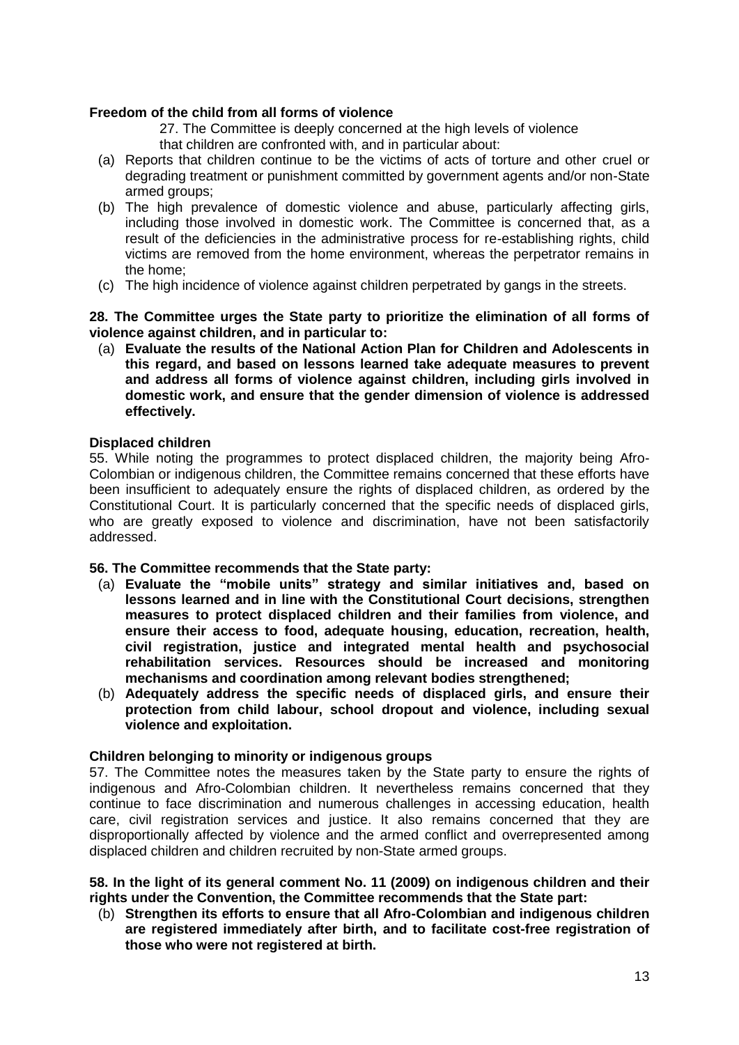**Freedom of the child from all forms of violence**

27. The Committee is deeply concerned at the high levels of violence that children are confronted with, and in particular about:

(a) Reports that children continue to be the victims of acts of torture and other cruel or degrading treatment or punishment committed by government agents and/or non-State armed groups;

(b) The high prevalence of domestic violence and abuse, particularly affecting girls, including those involved in domestic work. The Committee is concerned that, as a result of the deficiencies in the administrative process for re-establishing rights, child victims are removed from the home environment, whereas the perpetrator remains in the home;

(c) The high incidence of violence against children perpetrated by gangs in the streets.

**28. The Committee urges the State party to prioritize the elimination of all forms of violence against children, and in particular to:**

(a) **Evaluate the results of the National Action Plan for Children and Adolescents in this regard, and based on lessons learned take adequate measures to prevent and address all forms of violence against children, including girls involved in domestic work, and ensure that the gender dimension of violence is addressed effectively.**

**Displaced children**

55. While noting the programmes to protect displaced children, the majority being Afro-Colombian or indigenous children, the Committee remains concerned that these efforts have been insufficient to adequately ensure the rights of displaced children, as ordered by the Constitutional Court. It is particularly concerned that the specific needs of displaced girls, who are greatly exposed to violence and discrimination, have not been satisfactorily addressed.

**56. The Committee recommends that the State party:**

(a) **Evaluate the "mobile units" strategy and similar initiatives and, based on lessons learned and in line with the Constitutional Court decisions, strengthen measures to protect displaced children and their families from violence, and ensure their access to food, adequate housing, education, recreation, health, civil registration, justice and integrated mental health and psychosocial rehabilitation services. Resources should be increased and monitoring mechanisms and coordination among relevant bodies strengthened;**

(b) **Adequately address the specific needs of displaced girls, and ensure their protection from child labour, school dropout and violence, including sexual violence and exploitation.**

**Children belonging to minority or indigenous groups**

57. The Committee notes the measures taken by the State party to ensure the rights of indigenous and Afro-Colombian children. It nevertheless remains concerned that they continue to face discrimination and numerous challenges in accessing education, health care, civil registration services and justice. It also remains concerned that they are disproportionally affected by violence and the armed conflict and overrepresented among displaced children and children recruited by non-State armed groups.

**58. In the light of its general comment No. 11 (2009) on indigenous children and their rights under the Convention, the Committee recommends that the State part:**

(b) **Strengthen its efforts to ensure that all Afro-Colombian and indigenous children are registered immediately after birth, and to facilitate cost-free registration of those who were not registered at birth.**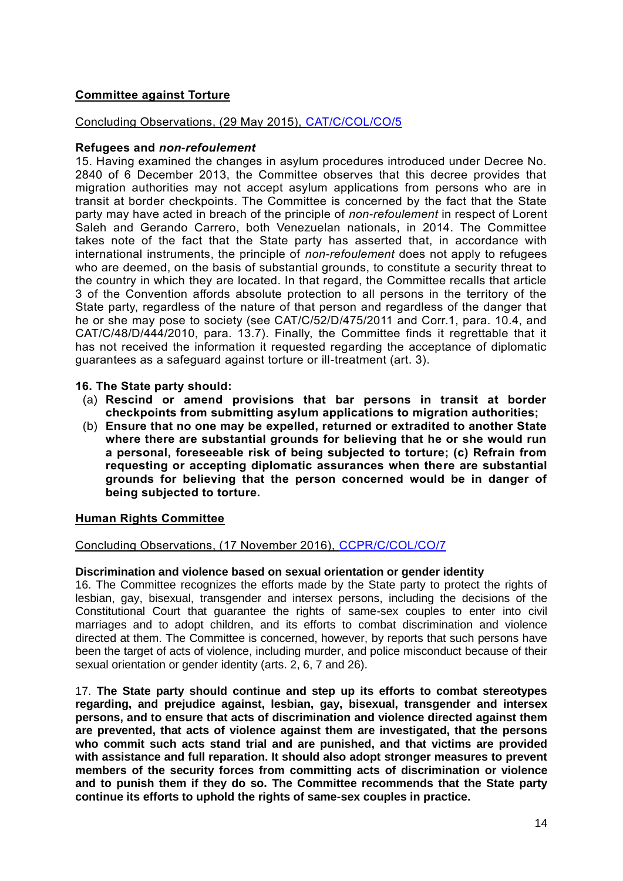## Committee against Torture

Concluding Observations, (29 May 2015), CAT/C/COL/CO/5

**Refugees and *non-refoulement***

15. Having examined the changes in asylum procedures introduced under Decree No. 2840 of 6 December 2013, the Committee observes that this decree provides that migration authorities may not accept asylum applications from persons who are in transit at border checkpoints. The Committee is concerned by the fact that the State party may have acted in breach of the principle of *non-refoulement* in respect of Lorent Saleh and Gerando Carrero, both Venezuelan nationals, in 2014. The Committee takes note of the fact that the State party has asserted that, in accordance with international instruments, the principle of *non-refoulement* does not apply to refugees who are deemed, on the basis of substantial grounds, to constitute a security threat to the country in which they are located. In that regard, the Committee recalls that article 3 of the Convention affords absolute protection to all persons in the territory of the State party, regardless of the nature of that person and regardless of the danger that he or she may pose to society (see CAT/C/52/D/475/2011 and Corr.1, para. 10.4, and CAT/C/48/D/444/2010, para. 13.7). Finally, the Committee finds it regrettable that it has not received the information it requested regarding the acceptance of diplomatic guarantees as a safeguard against torture or ill-treatment (art. 3).

**16. The State party should:**

(a) **Rescind or amend provisions that bar persons in transit at border checkpoints from submitting asylum applications to migration authorities;**
(b) **Ensure that no one may be expelled, returned or extradited to another State where there are substantial grounds for believing that he or she would run a personal, foreseeable risk of being subjected to torture; (c) Refrain from requesting or accepting diplomatic assurances when there are substantial grounds for believing that the person concerned would be in danger of being subjected to torture.**

## Human Rights Committee

Concluding Observations, (17 November 2016), CCPR/C/COL/CO/7

**Discrimination and violence based on sexual orientation or gender identity**

16. The Committee recognizes the efforts made by the State party to protect the rights of lesbian, gay, bisexual, transgender and intersex persons, including the decisions of the Constitutional Court that guarantee the rights of same-sex couples to enter into civil marriages and to adopt children, and its efforts to combat discrimination and violence directed at them. The Committee is concerned, however, by reports that such persons have been the target of acts of violence, including murder, and police misconduct because of their sexual orientation or gender identity (arts. 2, 6, 7 and 26).

17. **The State party should continue and step up its efforts to combat stereotypes regarding, and prejudice against, lesbian, gay, bisexual, transgender and intersex persons, and to ensure that acts of discrimination and violence directed against them are prevented, that acts of violence against them are investigated, that the persons who commit such acts stand trial and are punished, and that victims are provided with assistance and full reparation. It should also adopt stronger measures to prevent members of the security forces from committing acts of discrimination or violence and to punish them if they do so. The Committee recommends that the State party continue its efforts to uphold the rights of same-sex couples in practice.**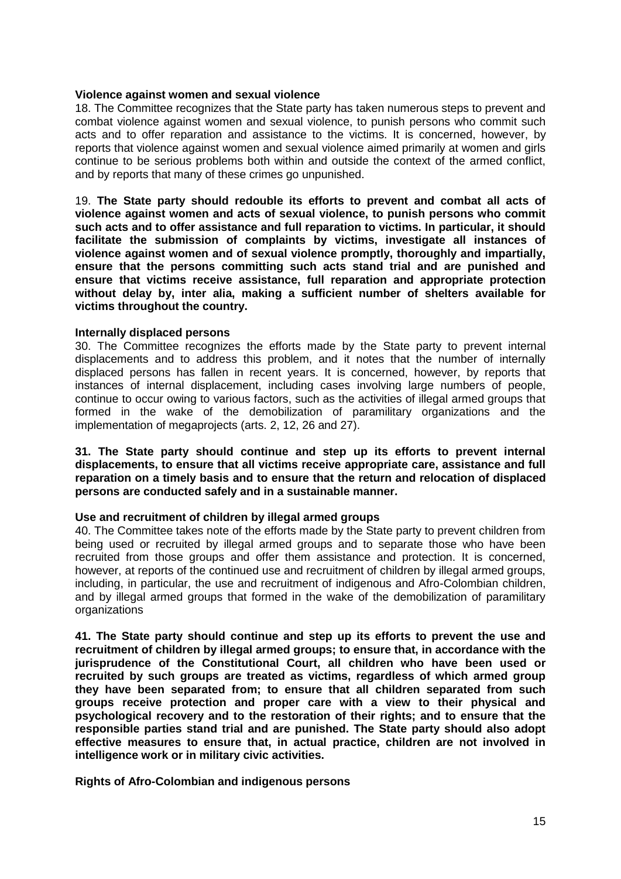**Violence against women and sexual violence**

18. The Committee recognizes that the State party has taken numerous steps to prevent and combat violence against women and sexual violence, to punish persons who commit such acts and to offer reparation and assistance to the victims. It is concerned, however, by reports that violence against women and sexual violence aimed primarily at women and girls continue to be serious problems both within and outside the context of the armed conflict, and by reports that many of these crimes go unpunished.

19. **The State party should redouble its efforts to prevent and combat all acts of violence against women and acts of sexual violence, to punish persons who commit such acts and to offer assistance and full reparation to victims. In particular, it should facilitate the submission of complaints by victims, investigate all instances of violence against women and of sexual violence promptly, thoroughly and impartially, ensure that the persons committing such acts stand trial and are punished and ensure that victims receive assistance, full reparation and appropriate protection without delay by, inter alia, making a sufficient number of shelters available for victims throughout the country.**

**Internally displaced persons**

30. The Committee recognizes the efforts made by the State party to prevent internal displacements and to address this problem, and it notes that the number of internally displaced persons has fallen in recent years. It is concerned, however, by reports that instances of internal displacement, including cases involving large numbers of people, continue to occur owing to various factors, such as the activities of illegal armed groups that formed in the wake of the demobilization of paramilitary organizations and the implementation of megaprojects (arts. 2, 12, 26 and 27).

**31. The State party should continue and step up its efforts to prevent internal displacements, to ensure that all victims receive appropriate care, assistance and full reparation on a timely basis and to ensure that the return and relocation of displaced persons are conducted safely and in a sustainable manner.**

**Use and recruitment of children by illegal armed groups**

40. The Committee takes note of the efforts made by the State party to prevent children from being used or recruited by illegal armed groups and to separate those who have been recruited from those groups and offer them assistance and protection. It is concerned, however, at reports of the continued use and recruitment of children by illegal armed groups, including, in particular, the use and recruitment of indigenous and Afro-Colombian children, and by illegal armed groups that formed in the wake of the demobilization of paramilitary organizations

**41. The State party should continue and step up its efforts to prevent the use and recruitment of children by illegal armed groups; to ensure that, in accordance with the jurisprudence of the Constitutional Court, all children who have been used or recruited by such groups are treated as victims, regardless of which armed group they have been separated from; to ensure that all children separated from such groups receive protection and proper care with a view to their physical and psychological recovery and to the restoration of their rights; and to ensure that the responsible parties stand trial and are punished. The State party should also adopt effective measures to ensure that, in actual practice, children are not involved in intelligence work or in military civic activities.**

**Rights of Afro-Colombian and indigenous persons**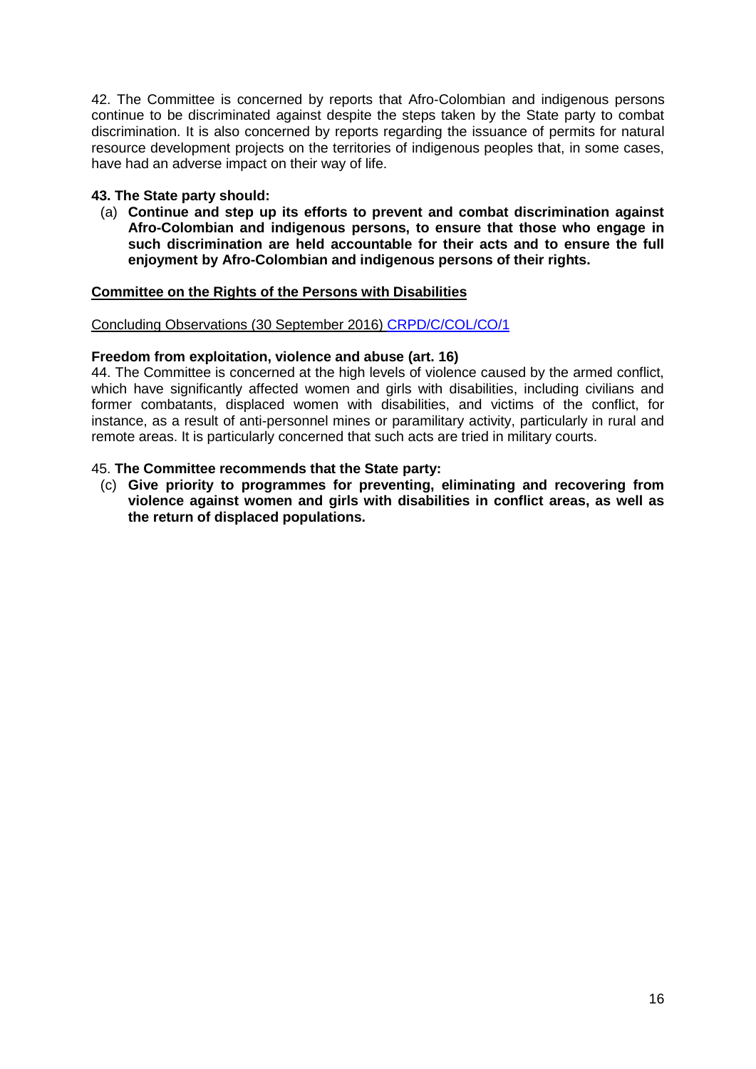42. The Committee is concerned by reports that Afro-Colombian and indigenous persons continue to be discriminated against despite the steps taken by the State party to combat discrimination. It is also concerned by reports regarding the issuance of permits for natural resource development projects on the territories of indigenous peoples that, in some cases, have had an adverse impact on their way of life.

**43. The State party should:**

(a) **Continue and step up its efforts to prevent and combat discrimination against Afro-Colombian and indigenous persons, to ensure that those who engage in such discrimination are held accountable for their acts and to ensure the full enjoyment by Afro-Colombian and indigenous persons of their rights.**

**Committee on the Rights of the Persons with Disabilities**

Concluding Observations (30 September 2016) CRPD/C/COL/CO/1

**Freedom from exploitation, violence and abuse (art. 16)**

44. The Committee is concerned at the high levels of violence caused by the armed conflict, which have significantly affected women and girls with disabilities, including civilians and former combatants, displaced women with disabilities, and victims of the conflict, for instance, as a result of anti-personnel mines or paramilitary activity, particularly in rural and remote areas. It is particularly concerned that such acts are tried in military courts.

45. **The Committee recommends that the State party:**

(c) **Give priority to programmes for preventing, eliminating and recovering from violence against women and girls with disabilities in conflict areas, as well as the return of displaced populations.**